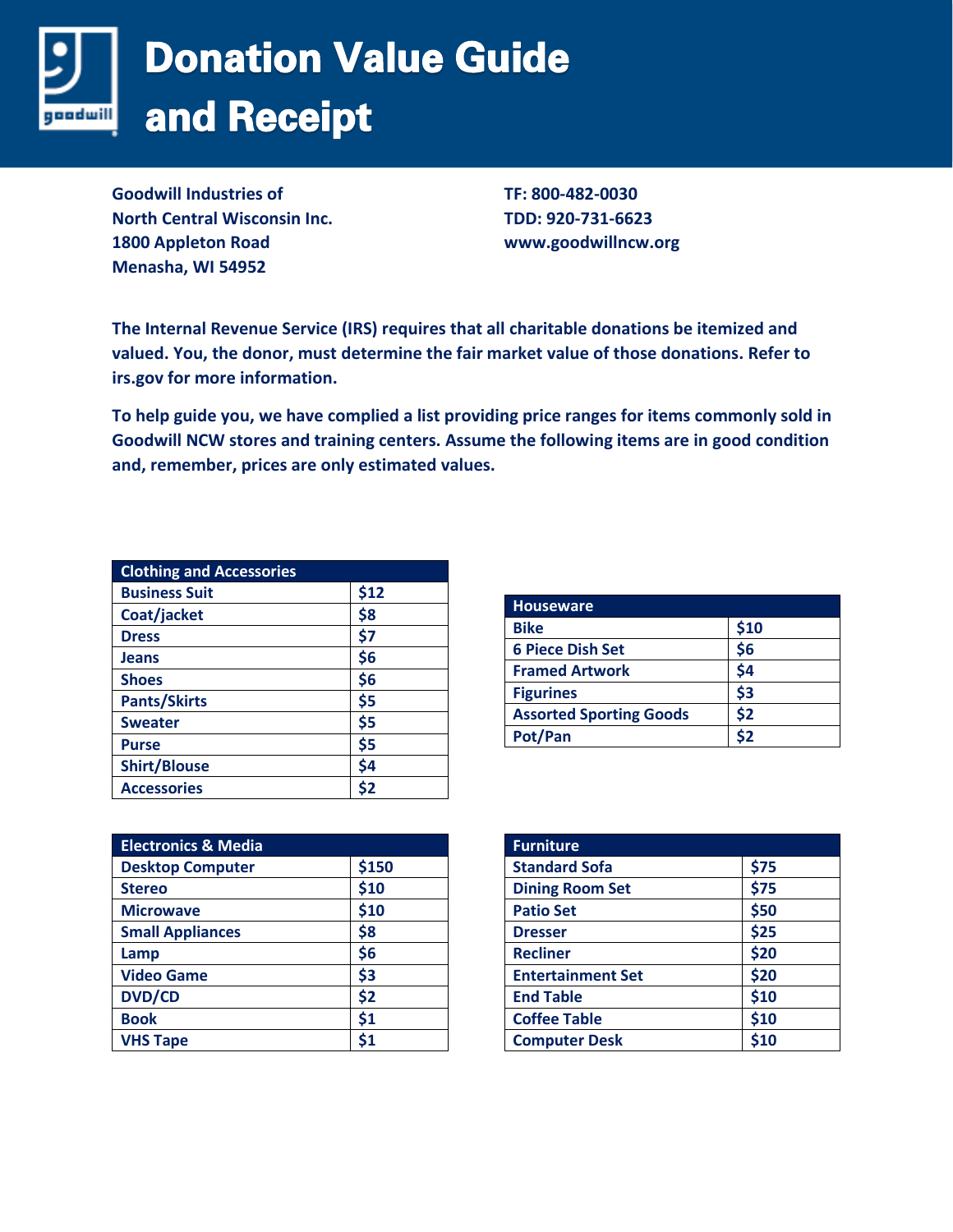# Donation Value Guide and Receipt

**Goodwill Industries of**
**North Central Wisconsin Inc.**
**1800 Appleton Road**
**Menasha, WI 54952**

**TF: 800-482-0030**
**TDD: 920-731-6623**
**www.goodwillncw.org**

**The Internal Revenue Service (IRS) requires that all charitable donations be itemized and valued. You, the donor, must determine the fair market value of those donations. Refer to irs.gov for more information.**

**To help guide you, we have complied a list providing price ranges for items commonly sold in Goodwill NCW stores and training centers. Assume the following items are in good condition and, remember, prices are only estimated values.**

| Clothing and Accessories | |
|---|---|
| Business Suit | $12 |
| Coat/jacket | $8 |
| Dress | $7 |
| Jeans | $6 |
| Shoes | $6 |
| Pants/Skirts | $5 |
| Sweater | $5 |
| Purse | $5 |
| Shirt/Blouse | $4 |
| Accessories | $2 |

| Houseware | |
|---|---|
| Bike | $10 |
| 6 Piece Dish Set | $6 |
| Framed Artwork | $4 |
| Figurines | $3 |
| Assorted Sporting Goods | $2 |
| Pot/Pan | $2 |

| Electronics & Media | |
|---|---|
| Desktop Computer | $150 |
| Stereo | $10 |
| Microwave | $10 |
| Small Appliances | $8 |
| Lamp | $6 |
| Video Game | $3 |
| DVD/CD | $2 |
| Book | $1 |
| VHS Tape | $1 |

| Furniture | |
|---|---|
| Standard Sofa | $75 |
| Dining Room Set | $75 |
| Patio Set | $50 |
| Dresser | $25 |
| Recliner | $20 |
| Entertainment Set | $20 |
| End Table | $10 |
| Coffee Table | $10 |
| Computer Desk | $10 |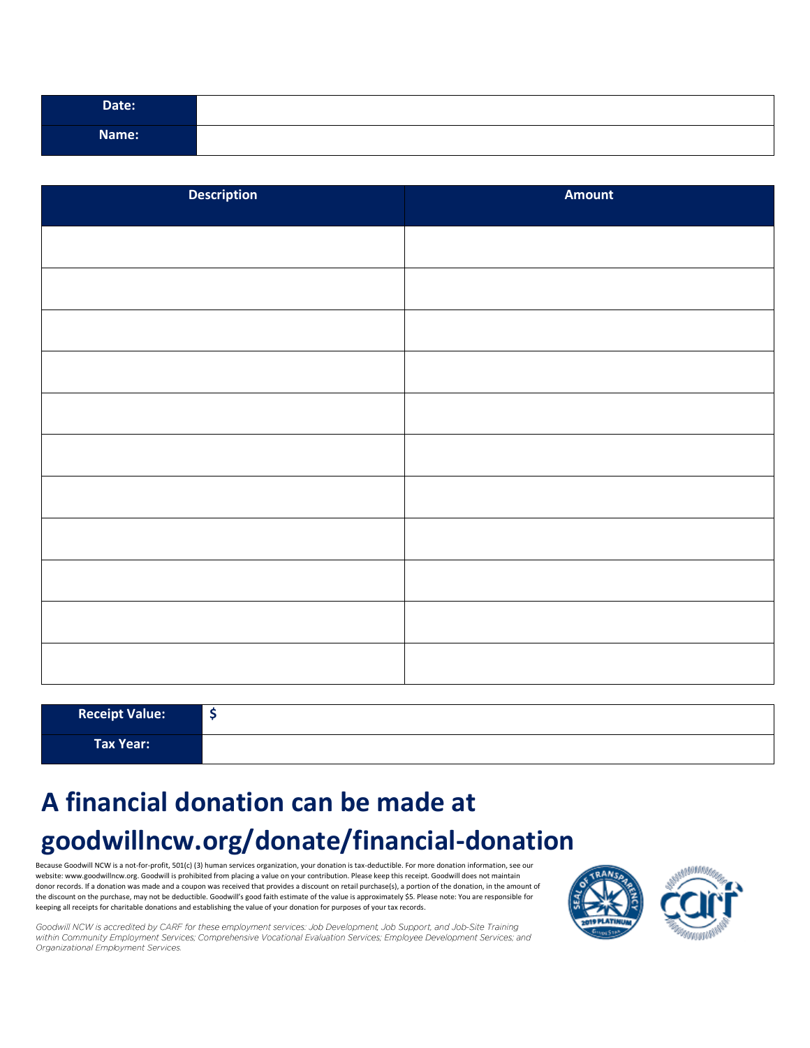| | |
|---|---|
| **Date:** | |
| **Name:** | |

| Description | Amount |
|---|---|
| | |
| | |
| | |
| | |
| | |
| | |
| | |
| | |
| | |
| | |
| | |

| | |
|---|---|
| **Receipt Value:** | $ |
| **Tax Year:** | |

# A financial donation can be made at goodwillncw.org/donate/financial-donation

Because Goodwill NCW is a not-for-profit, 501(c) (3) human services organization, your donation is tax-deductible. For more donation information, see our website: www.goodwillncw.org. Goodwill is prohibited from placing a value on your contribution. Please keep this receipt. Goodwill does not maintain donor records. If a donation was made and a coupon was received that provides a discount on retail purchase(s), a portion of the donation, in the amount of the discount on the purchase, may not be deductible. Goodwill's good faith estimate of the value is approximately $5. Please note: You are responsible for keeping all receipts for charitable donations and establishing the value of your donation for purposes of your tax records.

*Goodwill NCW is accredited by CARF for these employment services: Job Development, Job Support, and Job-Site Training within Community Employment Services; Comprehensive Vocational Evaluation Services; Employee Development Services; and Organizational Employment Services.*